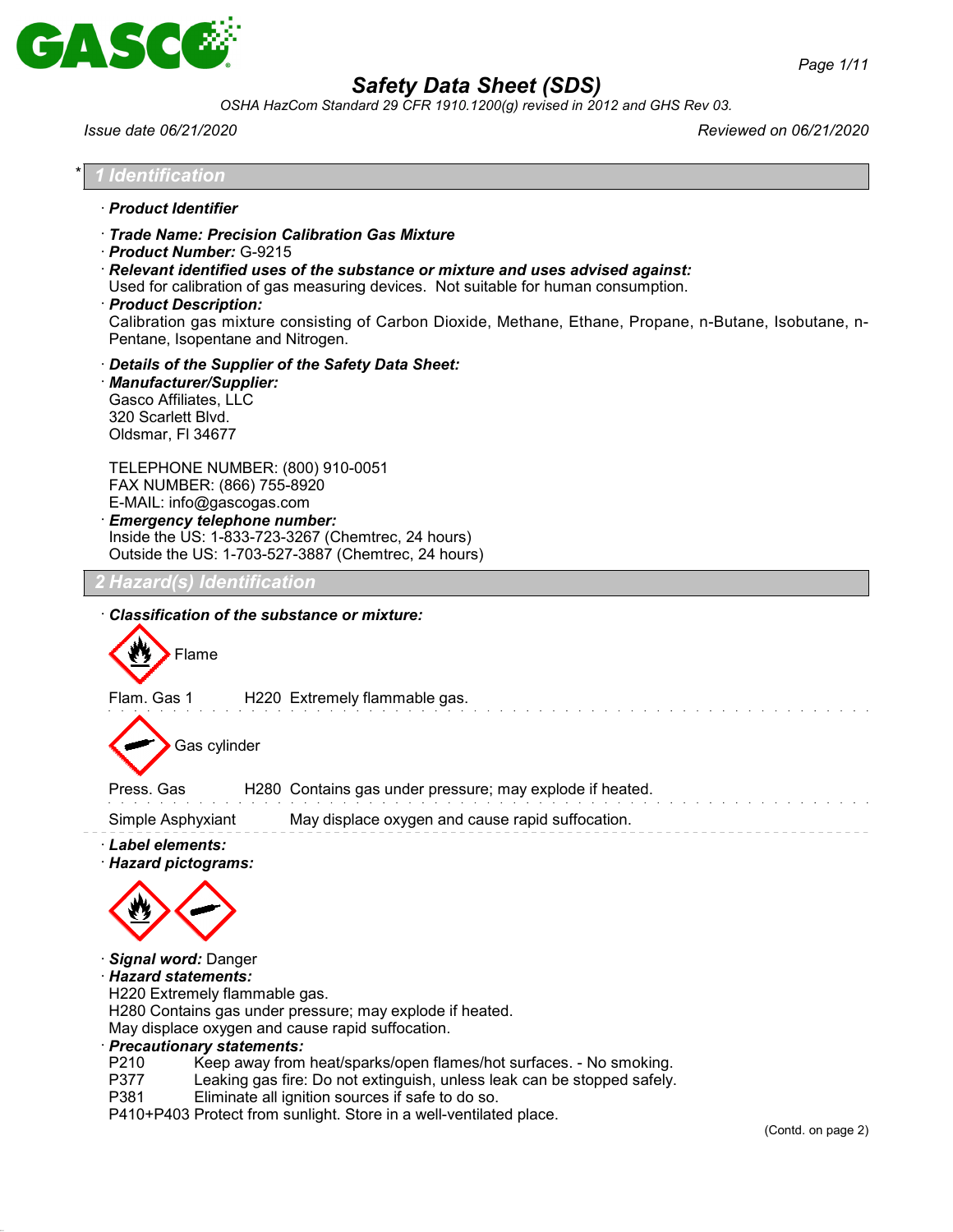# Safety Data Sheet (SDS)

*OSHA HazCom Standard 29 CFR 1910.1200(g) revised in 2012 and GHS Rev 03.*

*Issue date 06/21/2020* — *Reviewed on 06/21/2020*

## * 1 Identification

· **Product Identifier**

· **Trade Name: Precision Calibration Gas Mixture**
· **Product Number:** G-9215
· **Relevant identified uses of the substance or mixture and uses advised against:**
Used for calibration of gas measuring devices. Not suitable for human consumption.
· **Product Description:**
Calibration gas mixture consisting of Carbon Dioxide, Methane, Ethane, Propane, n-Butane, Isobutane, n-Pentane, Isopentane and Nitrogen.

· **Details of the Supplier of the Safety Data Sheet:**
· **Manufacturer/Supplier:**
Gasco Affiliates, LLC
320 Scarlett Blvd.
Oldsmar, Fl 34677

TELEPHONE NUMBER: (800) 910-0051
FAX NUMBER: (866) 755-8920
E-MAIL: info@gascogas.com
· **Emergency telephone number:**
Inside the US: 1-833-723-3267 (Chemtrec, 24 hours)
Outside the US: 1-703-527-3887 (Chemtrec, 24 hours)

## 2 Hazard(s) Identification

· **Classification of the substance or mixture:**

Flame

| | | |
|---|---|---|
| Flam. Gas 1 | H220 | Extremely flammable gas. |

Gas cylinder

| | | |
|---|---|---|
| Press. Gas | H280 | Contains gas under pressure; may explode if heated. |
| Simple Asphyxiant | | May displace oxygen and cause rapid suffocation. |

· **Label elements:**
· **Hazard pictograms:**

· **Signal word:** Danger
· **Hazard statements:**
H220 Extremely flammable gas.
H280 Contains gas under pressure; may explode if heated.
May displace oxygen and cause rapid suffocation.
· **Precautionary statements:**
P210 Keep away from heat/sparks/open flames/hot surfaces. - No smoking.
P377 Leaking gas fire: Do not extinguish, unless leak can be stopped safely.
P381 Eliminate all ignition sources if safe to do so.
P410+P403 Protect from sunlight. Store in a well-ventilated place.

(Contd. on page 2)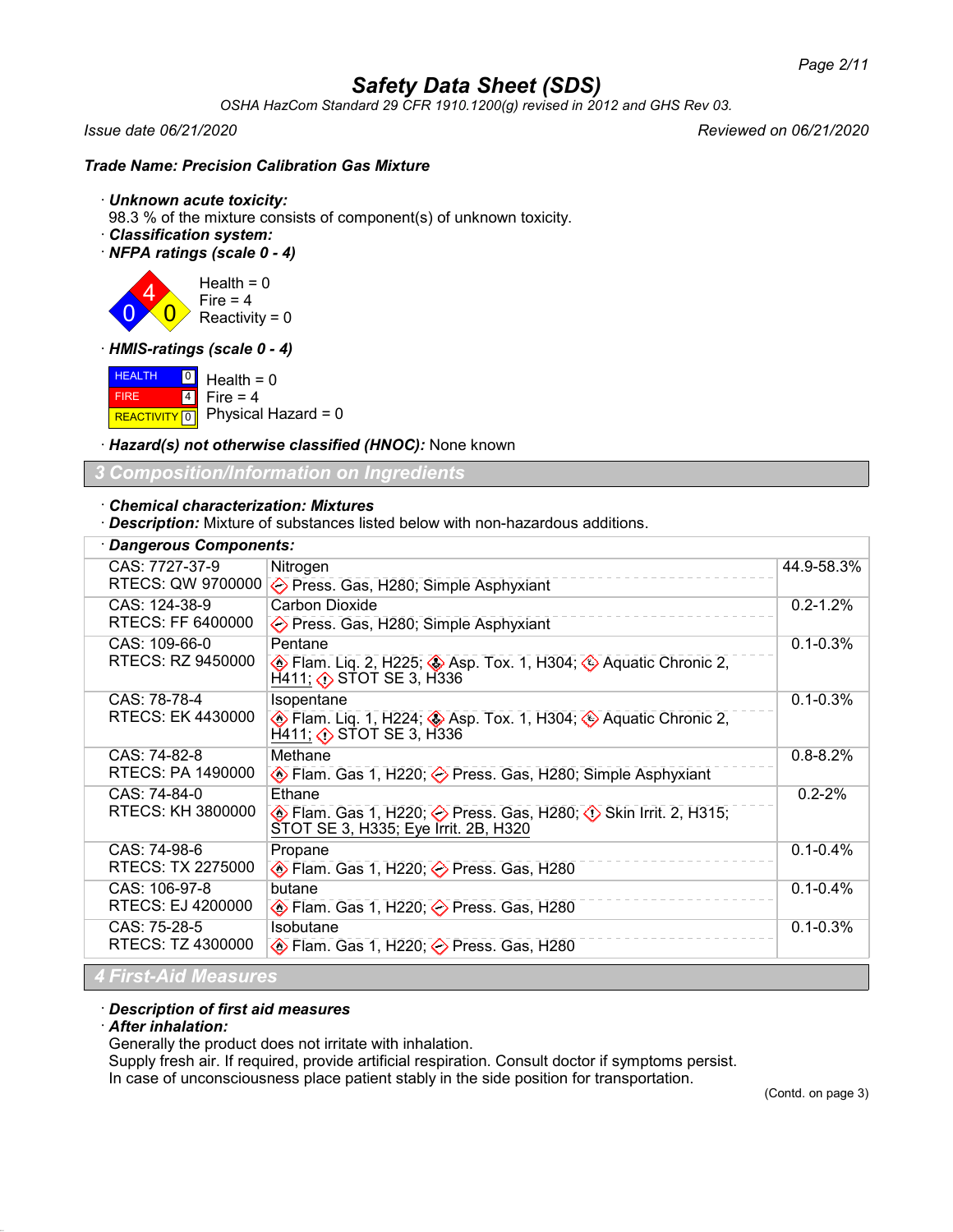# Safety Data Sheet (SDS)

*OSHA HazCom Standard 29 CFR 1910.1200(g) revised in 2012 and GHS Rev 03.*

*Issue date 06/21/2020* *Reviewed on 06/21/2020*

***Trade Name: Precision Calibration Gas Mixture***

· ***Unknown acute toxicity:***
98.3 % of the mixture consists of component(s) of unknown toxicity.
· ***Classification system:***
· ***NFPA ratings (scale 0 - 4)***

Health = 0
Fire = 4
Reactivity = 0

· ***HMIS-ratings (scale 0 - 4)***

| | | |
|---|---|---|
| HEALTH | 0 | Health = 0 |
| FIRE | 4 | Fire = 4 |
| REACTIVITY | 0 | Physical Hazard = 0 |

· ***Hazard(s) not otherwise classified (HNOC):*** None known

## 3 Composition/Information on Ingredients

· ***Chemical characterization: Mixtures***
· ***Description:*** Mixture of substances listed below with non-hazardous additions.

· ***Dangerous Components:***

| | | |
|---|---|---|
| CAS: 7727-37-9<br>RTECS: QW 9700000 | Nitrogen<br>Press. Gas, H280; Simple Asphyxiant | 44.9-58.3% |
| CAS: 124-38-9<br>RTECS: FF 6400000 | Carbon Dioxide<br>Press. Gas, H280; Simple Asphyxiant | 0.2-1.2% |
| CAS: 109-66-0<br>RTECS: RZ 9450000 | Pentane<br>Flam. Liq. 2, H225; Asp. Tox. 1, H304; Aquatic Chronic 2, H411; STOT SE 3, H336 | 0.1-0.3% |
| CAS: 78-78-4<br>RTECS: EK 4430000 | Isopentane<br>Flam. Liq. 1, H224; Asp. Tox. 1, H304; Aquatic Chronic 2, H411; STOT SE 3, H336 | 0.1-0.3% |
| CAS: 74-82-8<br>RTECS: PA 1490000 | Methane<br>Flam. Gas 1, H220; Press. Gas, H280; Simple Asphyxiant | 0.8-8.2% |
| CAS: 74-84-0<br>RTECS: KH 3800000 | Ethane<br>Flam. Gas 1, H220; Press. Gas, H280; Skin Irrit. 2, H315; STOT SE 3, H335; Eye Irrit. 2B, H320 | 0.2-2% |
| CAS: 74-98-6<br>RTECS: TX 2275000 | Propane<br>Flam. Gas 1, H220; Press. Gas, H280 | 0.1-0.4% |
| CAS: 106-97-8<br>RTECS: EJ 4200000 | butane<br>Flam. Gas 1, H220; Press. Gas, H280 | 0.1-0.4% |
| CAS: 75-28-5<br>RTECS: TZ 4300000 | Isobutane<br>Flam. Gas 1, H220; Press. Gas, H280 | 0.1-0.3% |

## 4 First-Aid Measures

· ***Description of first aid measures***
· ***After inhalation:***
Generally the product does not irritate with inhalation.
Supply fresh air. If required, provide artificial respiration. Consult doctor if symptoms persist.
In case of unconsciousness place patient stably in the side position for transportation.

(Contd. on page 3)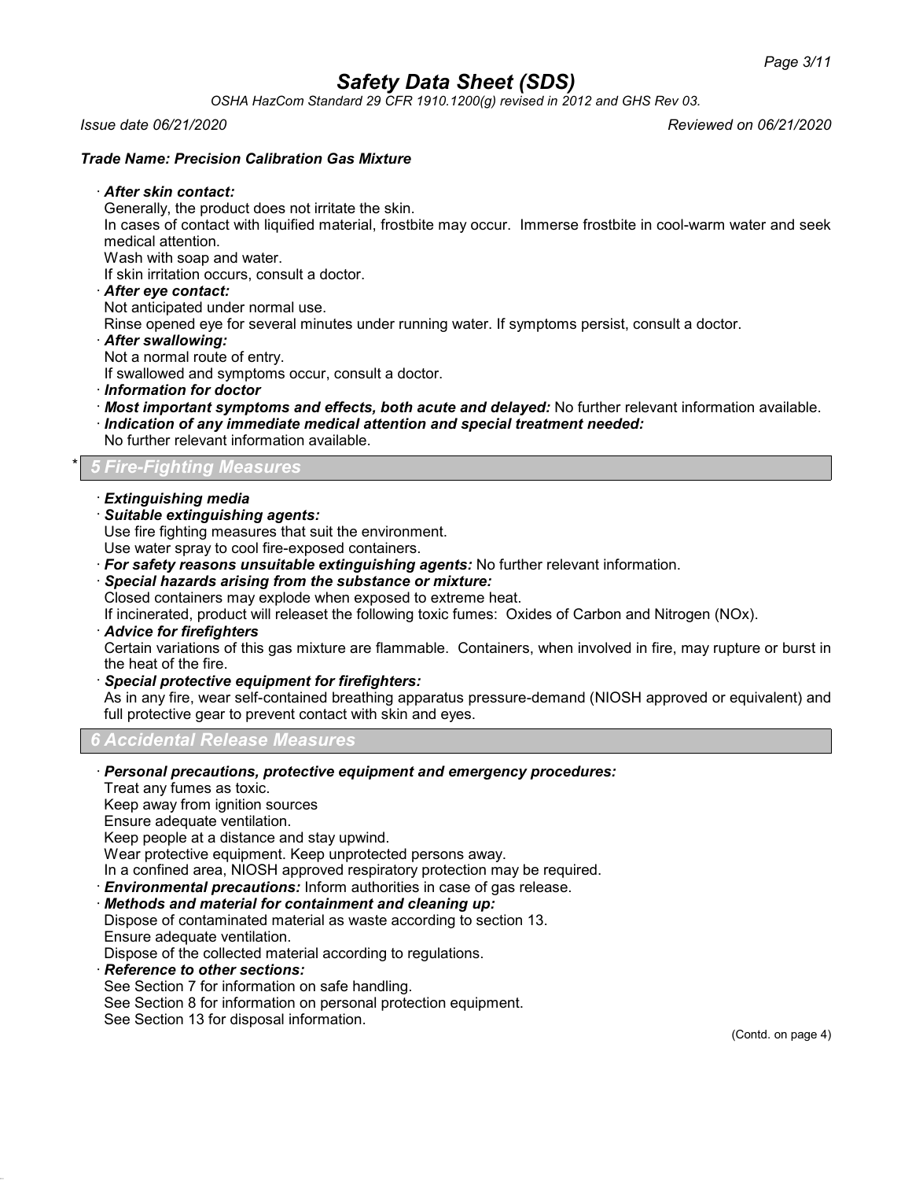### Trade Name: Precision Calibration Gas Mixture

· ***After skin contact:***
Generally, the product does not irritate the skin.
In cases of contact with liquified material, frostbite may occur. Immerse frostbite in cool-warm water and seek medical attention.
Wash with soap and water.
If skin irritation occurs, consult a doctor.

· ***After eye contact:***
Not anticipated under normal use.
Rinse opened eye for several minutes under running water. If symptoms persist, consult a doctor.

· ***After swallowing:***
Not a normal route of entry.
If swallowed and symptoms occur, consult a doctor.

· ***Information for doctor***

· ***Most important symptoms and effects, both acute and delayed:*** No further relevant information available.

· ***Indication of any immediate medical attention and special treatment needed:***
No further relevant information available.

## * 5 Fire-Fighting Measures

· ***Extinguishing media***

· ***Suitable extinguishing agents:***
Use fire fighting measures that suit the environment.
Use water spray to cool fire-exposed containers.

· ***For safety reasons unsuitable extinguishing agents:*** No further relevant information.

· ***Special hazards arising from the substance or mixture:***
Closed containers may explode when exposed to extreme heat.
If incinerated, product will releaset the following toxic fumes: Oxides of Carbon and Nitrogen (NOx).

· ***Advice for firefighters***
Certain variations of this gas mixture are flammable. Containers, when involved in fire, may rupture or burst in the heat of the fire.

· ***Special protective equipment for firefighters:***
As in any fire, wear self-contained breathing apparatus pressure-demand (NIOSH approved or equivalent) and full protective gear to prevent contact with skin and eyes.

## 6 Accidental Release Measures

· ***Personal precautions, protective equipment and emergency procedures:***
Treat any fumes as toxic.
Keep away from ignition sources
Ensure adequate ventilation.
Keep people at a distance and stay upwind.
Wear protective equipment. Keep unprotected persons away.
In a confined area, NIOSH approved respiratory protection may be required.

· ***Environmental precautions:*** Inform authorities in case of gas release.

· ***Methods and material for containment and cleaning up:***
Dispose of contaminated material as waste according to section 13.
Ensure adequate ventilation.
Dispose of the collected material according to regulations.

· ***Reference to other sections:***
See Section 7 for information on safe handling.
See Section 8 for information on personal protection equipment.
See Section 13 for disposal information.

(Contd. on page 4)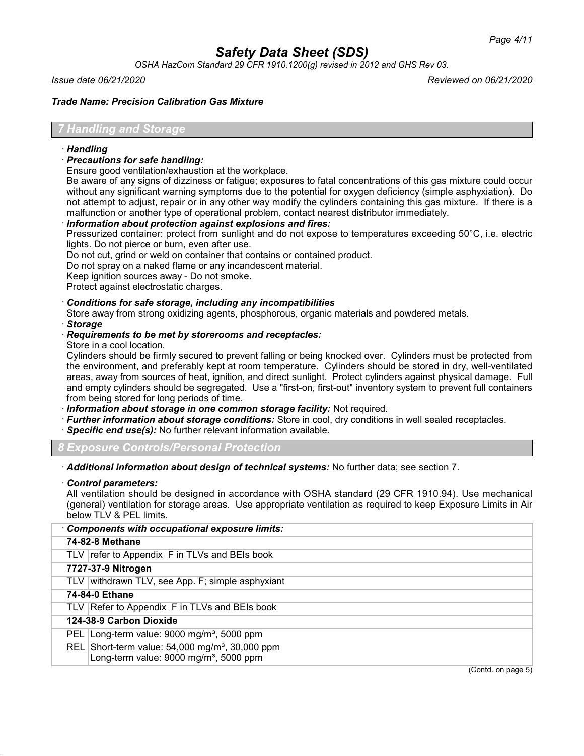## 7 Handling and Storage

· ***Handling***

· ***Precautions for safe handling:***

Ensure good ventilation/exhaustion at the workplace.

Be aware of any signs of dizziness or fatigue; exposures to fatal concentrations of this gas mixture could occur without any significant warning symptoms due to the potential for oxygen deficiency (simple asphyxiation). Do not attempt to adjust, repair or in any other way modify the cylinders containing this gas mixture. If there is a malfunction or another type of operational problem, contact nearest distributor immediately.

· ***Information about protection against explosions and fires:***

Pressurized container: protect from sunlight and do not expose to temperatures exceeding 50°C, i.e. electric lights. Do not pierce or burn, even after use.

Do not cut, grind or weld on container that contains or contained product.

Do not spray on a naked flame or any incandescent material.

Keep ignition sources away - Do not smoke.

Protect against electrostatic charges.

· ***Conditions for safe storage, including any incompatibilities***

Store away from strong oxidizing agents, phosphorous, organic materials and powdered metals.

· ***Storage***

· ***Requirements to be met by storerooms and receptacles:***

Store in a cool location.

Cylinders should be firmly secured to prevent falling or being knocked over. Cylinders must be protected from the environment, and preferably kept at room temperature. Cylinders should be stored in dry, well-ventilated areas, away from sources of heat, ignition, and direct sunlight. Protect cylinders against physical damage. Full and empty cylinders should be segregated. Use a "first-on, first-out" inventory system to prevent full containers from being stored for long periods of time.

· ***Information about storage in one common storage facility:*** Not required.

· ***Further information about storage conditions:*** Store in cool, dry conditions in well sealed receptacles.

· ***Specific end use(s):*** No further relevant information available.

## 8 Exposure Controls/Personal Protection

· ***Additional information about design of technical systems:*** No further data; see section 7.

· ***Control parameters:***

All ventilation should be designed in accordance with OSHA standard (29 CFR 1910.94). Use mechanical (general) ventilation for storage areas. Use appropriate ventilation as required to keep Exposure Limits in Air below TLV & PEL limits.

| · ***Components with occupational exposure limits:*** | |
|---|---|
| **74-82-8 Methane** | |
| TLV | refer to Appendix F in TLVs and BEIs book |
| **7727-37-9 Nitrogen** | |
| TLV | withdrawn TLV, see App. F; simple asphyxiant |
| **74-84-0 Ethane** | |
| TLV | Refer to Appendix F in TLVs and BEIs book |
| **124-38-9 Carbon Dioxide** | |
| PEL | Long-term value: 9000 mg/m³, 5000 ppm |
| REL | Short-term value: 54,000 mg/m³, 30,000 ppm<br>Long-term value: 9000 mg/m³, 5000 ppm |

(Contd. on page 5)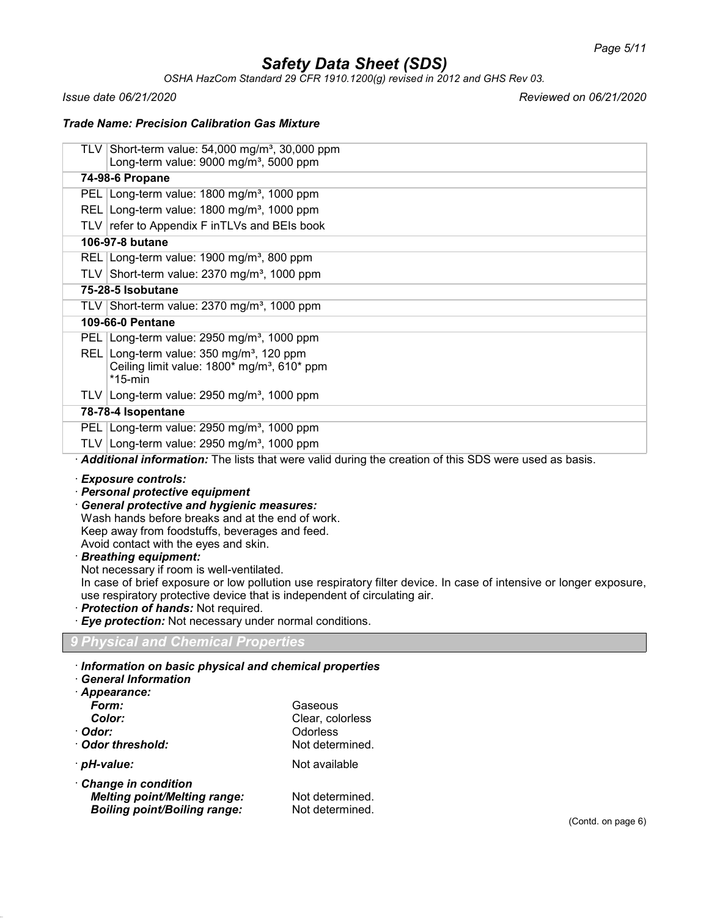| | |
|---|---|
| TLV | Short-term value: 54,000 mg/m³, 30,000 ppm<br>Long-term value: 9000 mg/m³, 5000 ppm |
| **74-98-6 Propane** | |
| PEL | Long-term value: 1800 mg/m³, 1000 ppm |
| REL | Long-term value: 1800 mg/m³, 1000 ppm |
| TLV | refer to Appendix F inTLVs and BEIs book |
| **106-97-8 butane** | |
| REL | Long-term value: 1900 mg/m³, 800 ppm |
| TLV | Short-term value: 2370 mg/m³, 1000 ppm |
| **75-28-5 Isobutane** | |
| TLV | Short-term value: 2370 mg/m³, 1000 ppm |
| **109-66-0 Pentane** | |
| PEL | Long-term value: 2950 mg/m³, 1000 ppm |
| REL | Long-term value: 350 mg/m³, 120 ppm<br>Ceiling limit value: 1800* mg/m³, 610* ppm<br>*15-min |
| TLV | Long-term value: 2950 mg/m³, 1000 ppm |
| **78-78-4 Isopentane** | |
| PEL | Long-term value: 2950 mg/m³, 1000 ppm |
| TLV | Long-term value: 2950 mg/m³, 1000 ppm |

· ***Additional information:*** The lists that were valid during the creation of this SDS were used as basis.

· ***Exposure controls:***
· ***Personal protective equipment***
· ***General protective and hygienic measures:***
Wash hands before breaks and at the end of work.
Keep away from foodstuffs, beverages and feed.
Avoid contact with the eyes and skin.
· ***Breathing equipment:***
Not necessary if room is well-ventilated.
In case of brief exposure or low pollution use respiratory filter device. In case of intensive or longer exposure, use respiratory protective device that is independent of circulating air.
· ***Protection of hands:*** Not required.
· ***Eye protection:*** Not necessary under normal conditions.

## 9 Physical and Chemical Properties

· ***Information on basic physical and chemical properties***
· ***General Information***
· ***Appearance:***

| | |
|---|---|
| ***Form:*** | Gaseous |
| ***Color:*** | Clear, colorless |
| · ***Odor:*** | Odorless |
| · ***Odor threshold:*** | Not determined. |
| · ***pH-value:*** | Not available |
| · ***Change in condition*** | |
| ***Melting point/Melting range:*** | Not determined. |
| ***Boiling point/Boiling range:*** | Not determined. |

(Contd. on page 6)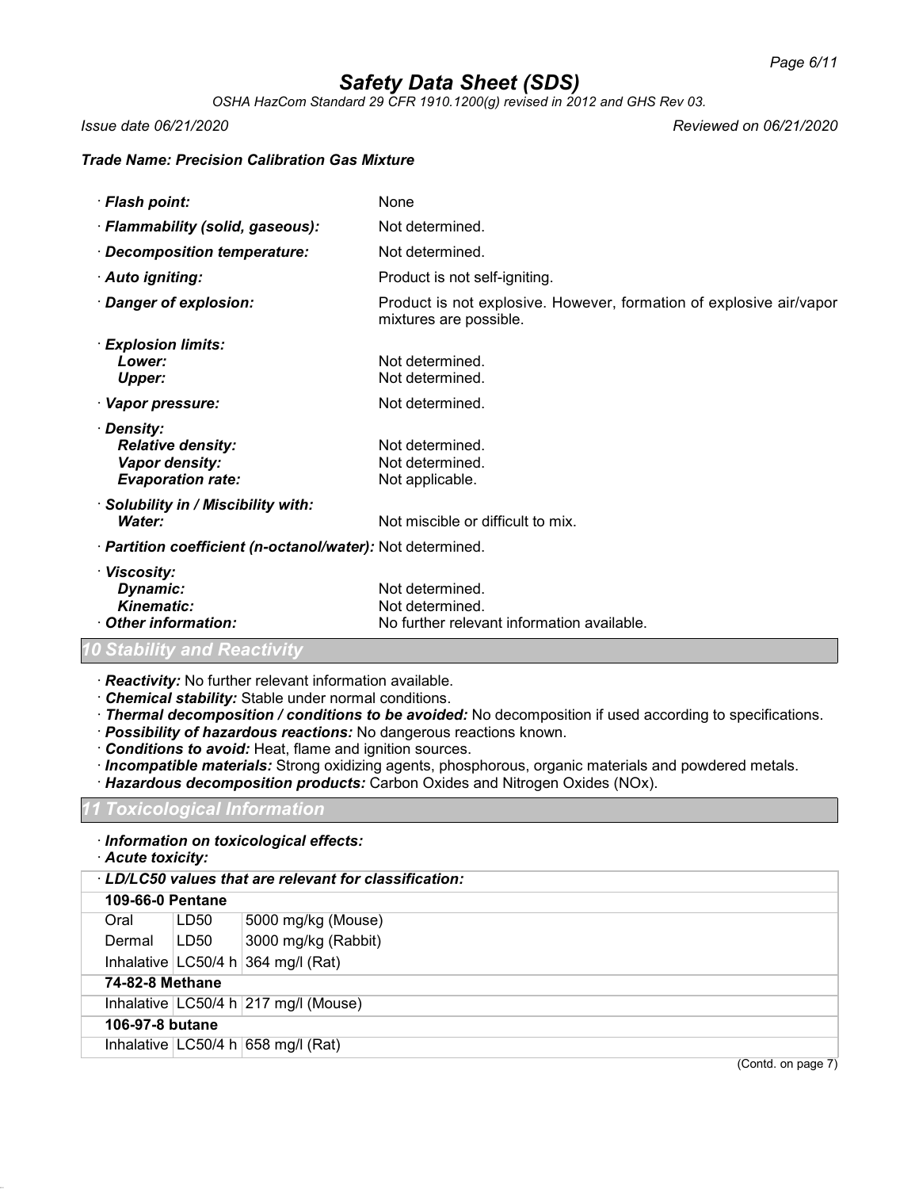*Safety Data Sheet (SDS)*

*OSHA HazCom Standard 29 CFR 1910.1200(g) revised in 2012 and GHS Rev 03.*

*Issue date 06/21/2020* *Reviewed on 06/21/2020*

***Trade Name: Precision Calibration Gas Mixture***

· ***Flash point:*** None

· ***Flammability (solid, gaseous):*** Not determined.

· ***Decomposition temperature:*** Not determined.

· ***Auto igniting:*** Product is not self-igniting.

· ***Danger of explosion:*** Product is not explosive. However, formation of explosive air/vapor mixtures are possible.

· ***Explosion limits:***
***Lower:*** Not determined.
***Upper:*** Not determined.

· ***Vapor pressure:*** Not determined.

· ***Density:***
***Relative density:*** Not determined.
***Vapor density:*** Not determined.
***Evaporation rate:*** Not applicable.

· ***Solubility in / Miscibility with:***
***Water:*** Not miscible or difficult to mix.

· ***Partition coefficient (n-octanol/water):*** Not determined.

· ***Viscosity:***
***Dynamic:*** Not determined.
***Kinematic:*** Not determined.
· ***Other information:*** No further relevant information available.

## *10 Stability and Reactivity*

· ***Reactivity:*** No further relevant information available.
· ***Chemical stability:*** Stable under normal conditions.
· ***Thermal decomposition / conditions to be avoided:*** No decomposition if used according to specifications.
· ***Possibility of hazardous reactions:*** No dangerous reactions known.
· ***Conditions to avoid:*** Heat, flame and ignition sources.
· ***Incompatible materials:*** Strong oxidizing agents, phosphorous, organic materials and powdered metals.
· ***Hazardous decomposition products:*** Carbon Oxides and Nitrogen Oxides (NOx).

## *11 Toxicological Information*

· ***Information on toxicological effects:***
· ***Acute toxicity:***

| · ***LD/LC50 values that are relevant for classification:*** | | |
|---|---|---|
| **109-66-0 Pentane** | | |
| Oral | LD50 | 5000 mg/kg (Mouse) |
| Dermal | LD50 | 3000 mg/kg (Rabbit) |
| Inhalative | LC50/4 h | 364 mg/l (Rat) |
| **74-82-8 Methane** | | |
| Inhalative | LC50/4 h | 217 mg/l (Mouse) |
| **106-97-8 butane** | | |
| Inhalative | LC50/4 h | 658 mg/l (Rat) |

(Contd. on page 7)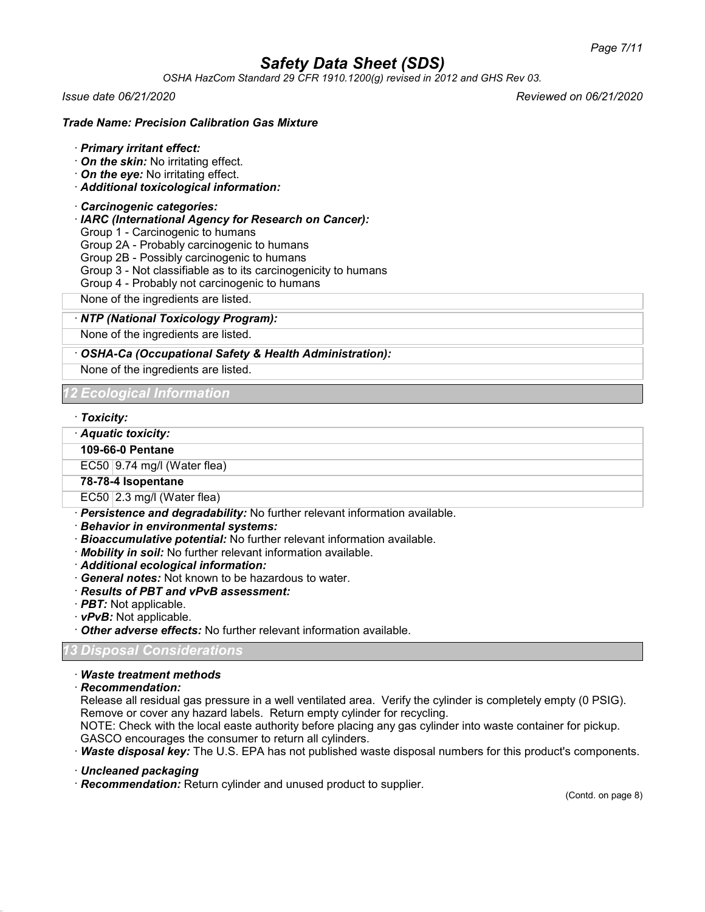## Trade Name: Precision Calibration Gas Mixture

· ***Primary irritant effect:***

· ***On the skin:*** No irritating effect.

· ***On the eye:*** No irritating effect.

· ***Additional toxicological information:***

· ***Carcinogenic categories:***

· ***IARC (International Agency for Research on Cancer):***

Group 1 - Carcinogenic to humans
Group 2A - Probably carcinogenic to humans
Group 2B - Possibly carcinogenic to humans
Group 3 - Not classifiable as to its carcinogenicity to humans
Group 4 - Probably not carcinogenic to humans

None of the ingredients are listed.

· ***NTP (National Toxicology Program):***

None of the ingredients are listed.

· ***OSHA-Ca (Occupational Safety & Health Administration):***

None of the ingredients are listed.

## 12 Ecological Information

· ***Toxicity:***

· ***Aquatic toxicity:***

| **109-66-0 Pentane** | |
|---|---|
| EC50 | 9.74 mg/l (Water flea) |
| **78-78-4 Isopentane** | |
| EC50 | 2.3 mg/l (Water flea) |

· ***Persistence and degradability:*** No further relevant information available.

· ***Behavior in environmental systems:***

· ***Bioaccumulative potential:*** No further relevant information available.

· ***Mobility in soil:*** No further relevant information available.

· ***Additional ecological information:***

· ***General notes:*** Not known to be hazardous to water.

· ***Results of PBT and vPvB assessment:***

· ***PBT:*** Not applicable.

· ***vPvB:*** Not applicable.

· ***Other adverse effects:*** No further relevant information available.

## 13 Disposal Considerations

· ***Waste treatment methods***

· ***Recommendation:***

Release all residual gas pressure in a well ventilated area. Verify the cylinder is completely empty (0 PSIG). Remove or cover any hazard labels. Return empty cylinder for recycling.
NOTE: Check with the local easte authority before placing any gas cylinder into waste container for pickup. GASCO encourages the consumer to return all cylinders.

· ***Waste disposal key:*** The U.S. EPA has not published waste disposal numbers for this product's components.

· ***Uncleaned packaging***

· ***Recommendation:*** Return cylinder and unused product to supplier.

(Contd. on page 8)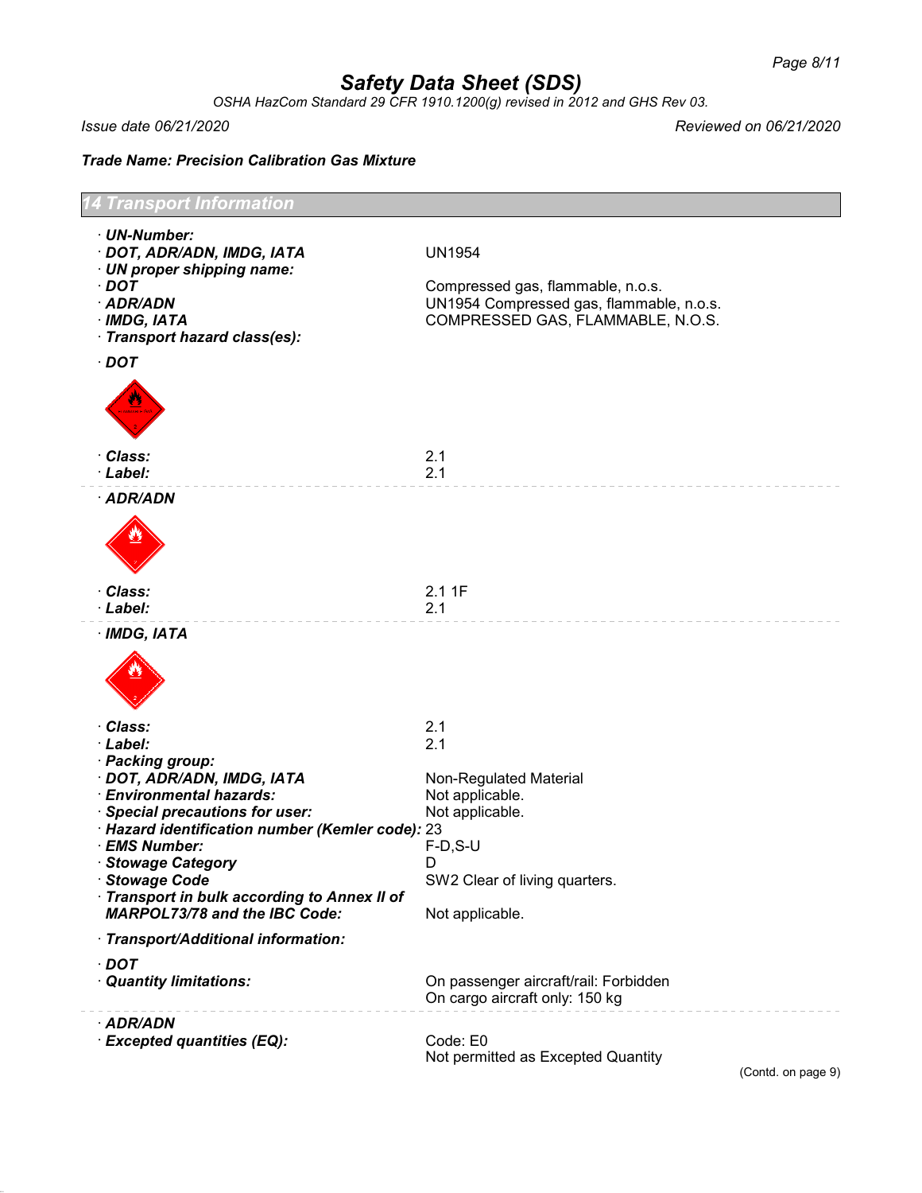## Safety Data Sheet (SDS)

*OSHA HazCom Standard 29 CFR 1910.1200(g) revised in 2012 and GHS Rev 03.*

*Issue date 06/21/2020* *Reviewed on 06/21/2020*

**Trade Name: Precision Calibration Gas Mixture**

## 14 Transport Information

- **UN-Number:**
- **DOT, ADR/ADN, IMDG, IATA** UN1954
- **UN proper shipping name:**
- **DOT** Compressed gas, flammable, n.o.s.
- **ADR/ADN** UN1954 Compressed gas, flammable, n.o.s.
- **IMDG, IATA** COMPRESSED GAS, FLAMMABLE, N.O.S.
- **Transport hazard class(es):**

- **DOT**
- **Class:** 2.1
- **Label:** 2.1

---

- **ADR/ADN**
- **Class:** 2.1 1F
- **Label:** 2.1

---

- **IMDG, IATA**
- **Class:** 2.1
- **Label:** 2.1
- **Packing group:**
- **DOT, ADR/ADN, IMDG, IATA** Non-Regulated Material
- **Environmental hazards:** Not applicable.
- **Special precautions for user:** Not applicable.
- **Hazard identification number (Kemler code):** 23
- **EMS Number:** F-D,S-U
- **Stowage Category** D
- **Stowage Code** SW2 Clear of living quarters.
- **Transport in bulk according to Annex II of MARPOL73/78 and the IBC Code:** Not applicable.

- **Transport/Additional information:**

- **DOT**
- **Quantity limitations:** On passenger aircraft/rail: Forbidden
  On cargo aircraft only: 150 kg

---

- **ADR/ADN**
- **Excepted quantities (EQ):** Code: E0
  Not permitted as Excepted Quantity

(Contd. on page 9)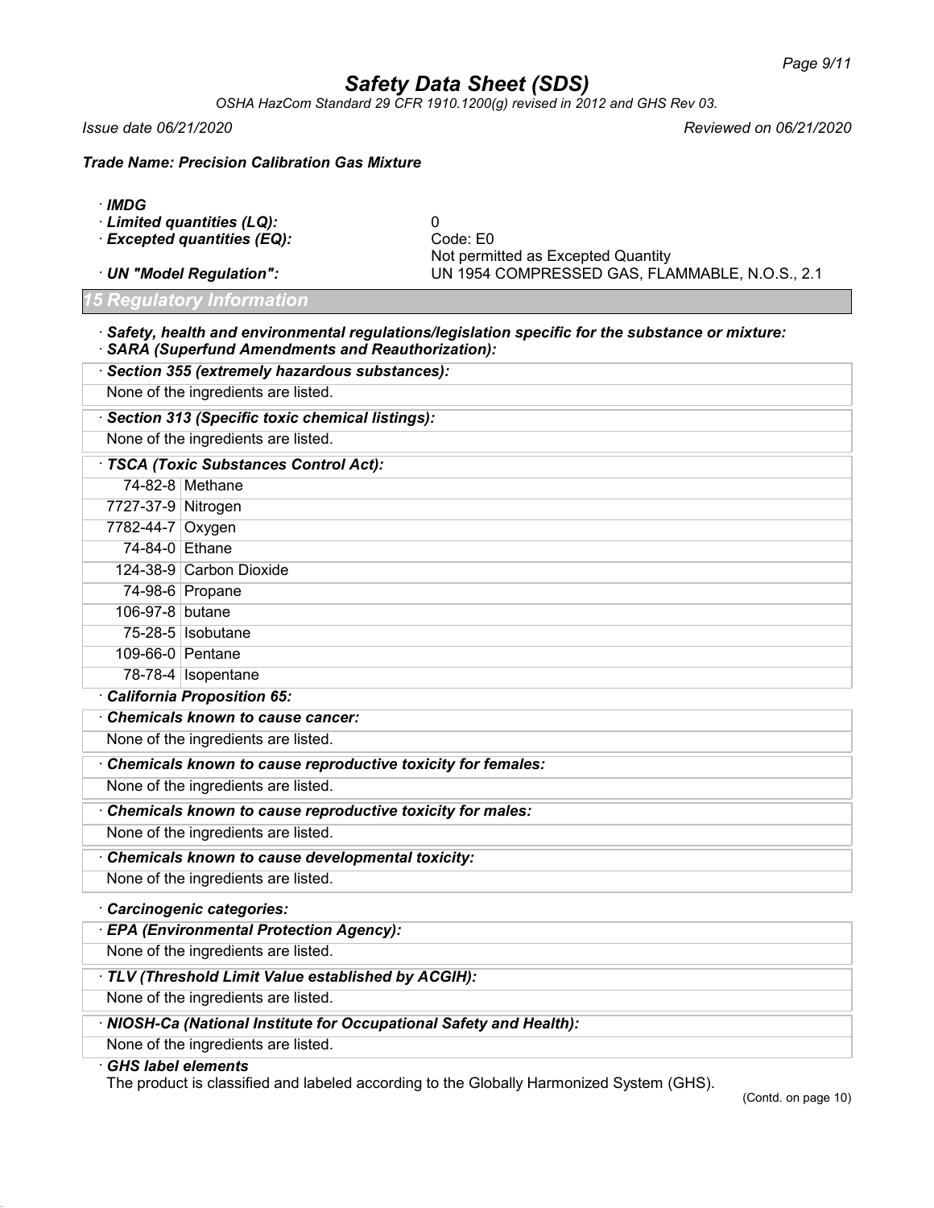# Safety Data Sheet (SDS)

*OSHA HazCom Standard 29 CFR 1910.1200(g) revised in 2012 and GHS Rev 03.*

*Issue date 06/21/2020* *Reviewed on 06/21/2020*

***Trade Name: Precision Calibration Gas Mixture***

· **IMDG**
· ***Limited quantities (LQ):*** 0
· ***Excepted quantities (EQ):*** Code: E0
Not permitted as Excepted Quantity
· ***UN "Model Regulation":*** UN 1954 COMPRESSED GAS, FLAMMABLE, N.O.S., 2.1

## 15 Regulatory Information

· ***Safety, health and environmental regulations/legislation specific for the substance or mixture:***
· ***SARA (Superfund Amendments and Reauthorization):***

· ***Section 355 (extremely hazardous substances):***

None of the ingredients are listed.

· ***Section 313 (Specific toxic chemical listings):***

None of the ingredients are listed.

· ***TSCA (Toxic Substances Control Act):***

| | |
|---|---|
| 74-82-8 | Methane |
| 7727-37-9 | Nitrogen |
| 7782-44-7 | Oxygen |
| 74-84-0 | Ethane |
| 124-38-9 | Carbon Dioxide |
| 74-98-6 | Propane |
| 106-97-8 | butane |
| 75-28-5 | Isobutane |
| 109-66-0 | Pentane |
| 78-78-4 | Isopentane |

· ***California Proposition 65:***

· ***Chemicals known to cause cancer:***

None of the ingredients are listed.

· ***Chemicals known to cause reproductive toxicity for females:***

None of the ingredients are listed.

· ***Chemicals known to cause reproductive toxicity for males:***

None of the ingredients are listed.

· ***Chemicals known to cause developmental toxicity:***

None of the ingredients are listed.

· ***Carcinogenic categories:***

· ***EPA (Environmental Protection Agency):***

None of the ingredients are listed.

· ***TLV (Threshold Limit Value established by ACGIH):***

None of the ingredients are listed.

· ***NIOSH-Ca (National Institute for Occupational Safety and Health):***

None of the ingredients are listed.

· ***GHS label elements***

The product is classified and labeled according to the Globally Harmonized System (GHS).

(Contd. on page 10)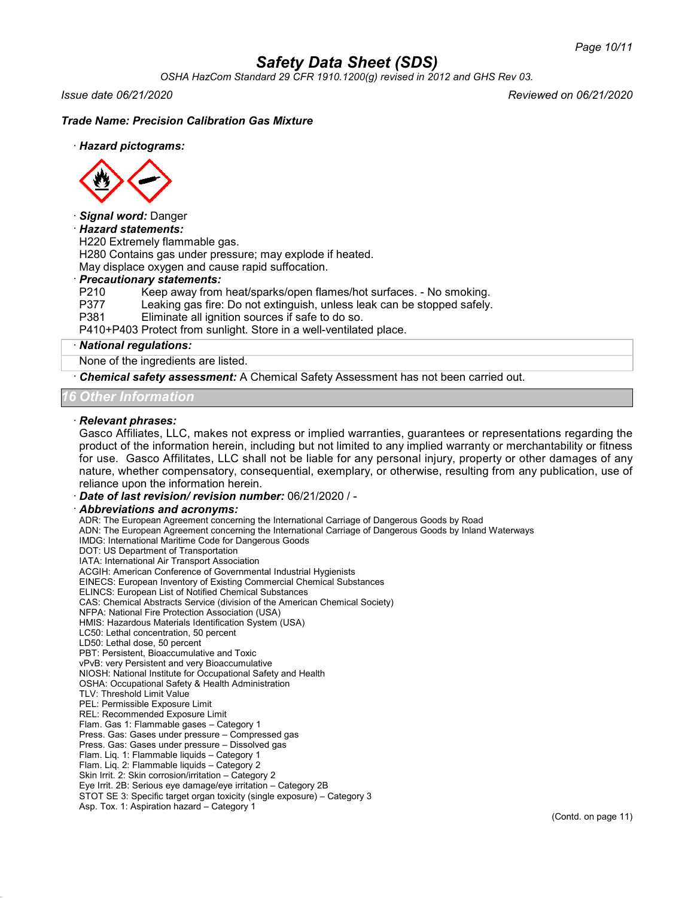# Safety Data Sheet (SDS)

*OSHA HazCom Standard 29 CFR 1910.1200(g) revised in 2012 and GHS Rev 03.*

*Issue date 06/21/2020* *Reviewed on 06/21/2020*

***Trade Name: Precision Calibration Gas Mixture***

· ***Hazard pictograms:***

· ***Signal word:*** Danger

· ***Hazard statements:***

H220 Extremely flammable gas.
H280 Contains gas under pressure; may explode if heated.
May displace oxygen and cause rapid suffocation.

· ***Precautionary statements:***

P210 Keep away from heat/sparks/open flames/hot surfaces. - No smoking.
P377 Leaking gas fire: Do not extinguish, unless leak can be stopped safely.
P381 Eliminate all ignition sources if safe to do so.
P410+P403 Protect from sunlight. Store in a well-ventilated place.

· ***National regulations:***

None of the ingredients are listed.

· ***Chemical safety assessment:*** A Chemical Safety Assessment has not been carried out.

## 16 Other Information

· ***Relevant phrases:***

Gasco Affiliates, LLC, makes not express or implied warranties, guarantees or representations regarding the product of the information herein, including but not limited to any implied warranty or merchantability or fitness for use. Gasco Affilitates, LLC shall not be liable for any personal injury, property or other damages of any nature, whether compensatory, consequential, exemplary, or otherwise, resulting from any publication, use of reliance upon the information herein.

· ***Date of last revision/ revision number:*** 06/21/2020 / -

· ***Abbreviations and acronyms:***

ADR: The European Agreement concerning the International Carriage of Dangerous Goods by Road
ADN: The European Agreement concerning the International Carriage of Dangerous Goods by Inland Waterways
IMDG: International Maritime Code for Dangerous Goods
DOT: US Department of Transportation
IATA: International Air Transport Association
ACGIH: American Conference of Governmental Industrial Hygienists
EINECS: European Inventory of Existing Commercial Chemical Substances
ELINCS: European List of Notified Chemical Substances
CAS: Chemical Abstracts Service (division of the American Chemical Society)
NFPA: National Fire Protection Association (USA)
HMIS: Hazardous Materials Identification System (USA)
LC50: Lethal concentration, 50 percent
LD50: Lethal dose, 50 percent
PBT: Persistent, Bioaccumulative and Toxic
vPvB: very Persistent and very Bioaccumulative
NIOSH: National Institute for Occupational Safety and Health
OSHA: Occupational Safety & Health Administration
TLV: Threshold Limit Value
PEL: Permissible Exposure Limit
REL: Recommended Exposure Limit
Flam. Gas 1: Flammable gases – Category 1
Press. Gas: Gases under pressure – Compressed gas
Press. Gas: Gases under pressure – Dissolved gas
Flam. Liq. 1: Flammable liquids – Category 1
Flam. Liq. 2: Flammable liquids – Category 2
Skin Irrit. 2: Skin corrosion/irritation – Category 2
Eye Irrit. 2B: Serious eye damage/eye irritation – Category 2B
STOT SE 3: Specific target organ toxicity (single exposure) – Category 3
Asp. Tox. 1: Aspiration hazard – Category 1

(Contd. on page 11)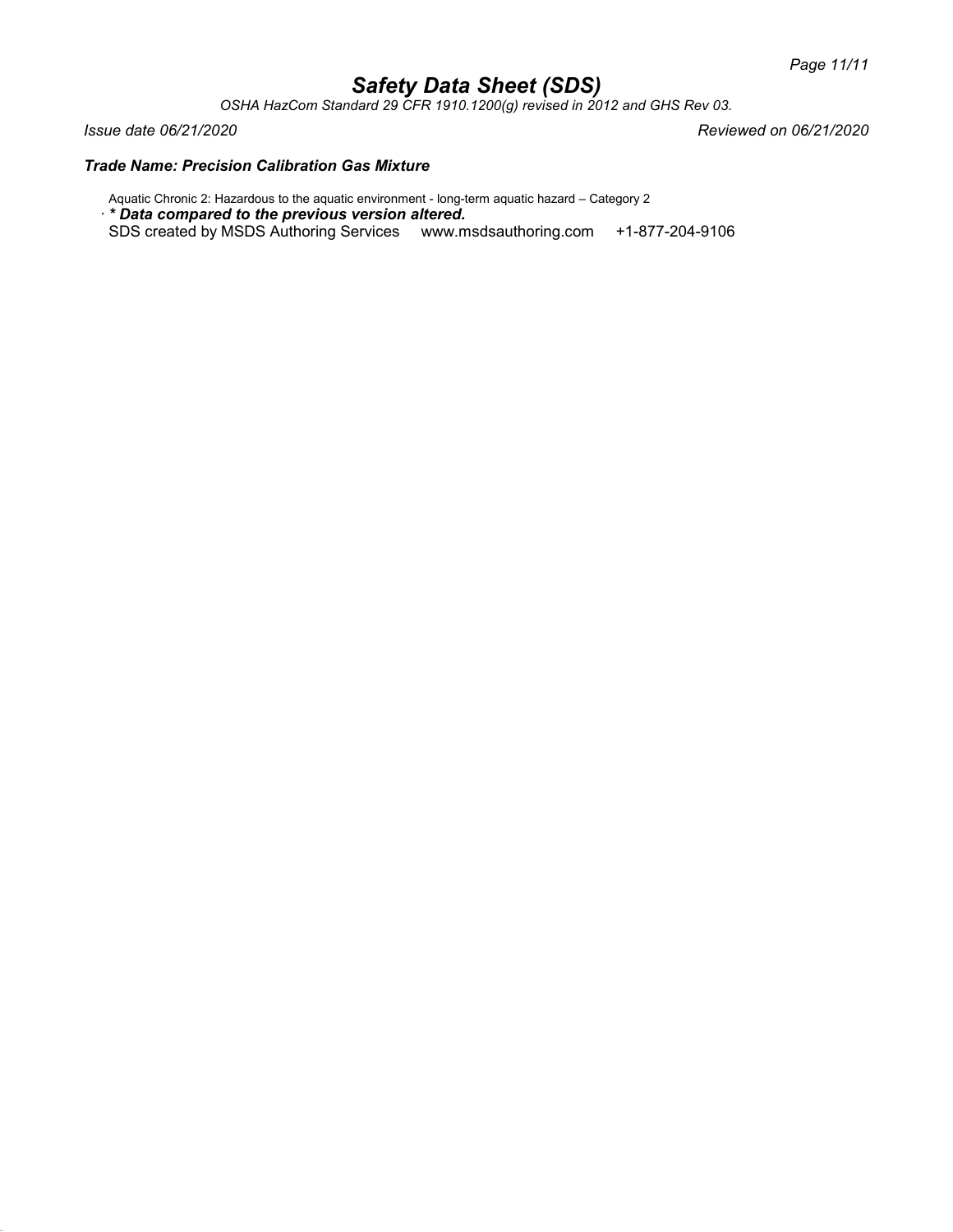Aquatic Chronic 2: Hazardous to the aquatic environment - long-term aquatic hazard – Category 2

· ***\* Data compared to the previous version altered.***

SDS created by MSDS Authoring Services www.msdsauthoring.com +1-877-204-9106